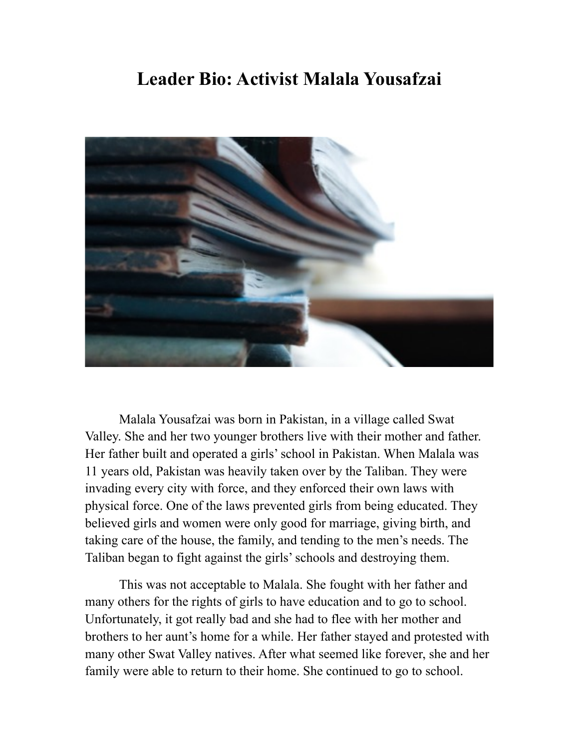# Leader Bio: Activist Malala Yousafzai

Malala Yousafzai was born in Pakistan, in a village called Swat Valley. She and her two younger brothers live with their mother and father. Her father built and operated a girls' school in Pakistan. When Malala was 11 years old, Pakistan was heavily taken over by the Taliban. They were invading every city with force, and they enforced their own laws with physical force. One of the laws prevented girls from being educated. They believed girls and women were only good for marriage, giving birth, and taking care of the house, the family, and tending to the men's needs. The Taliban began to fight against the girls' schools and destroying them.

This was not acceptable to Malala. She fought with her father and many others for the rights of girls to have education and to go to school. Unfortunately, it got really bad and she had to flee with her mother and brothers to her aunt's home for a while. Her father stayed and protested with many other Swat Valley natives. After what seemed like forever, she and her family were able to return to their home. She continued to go to school.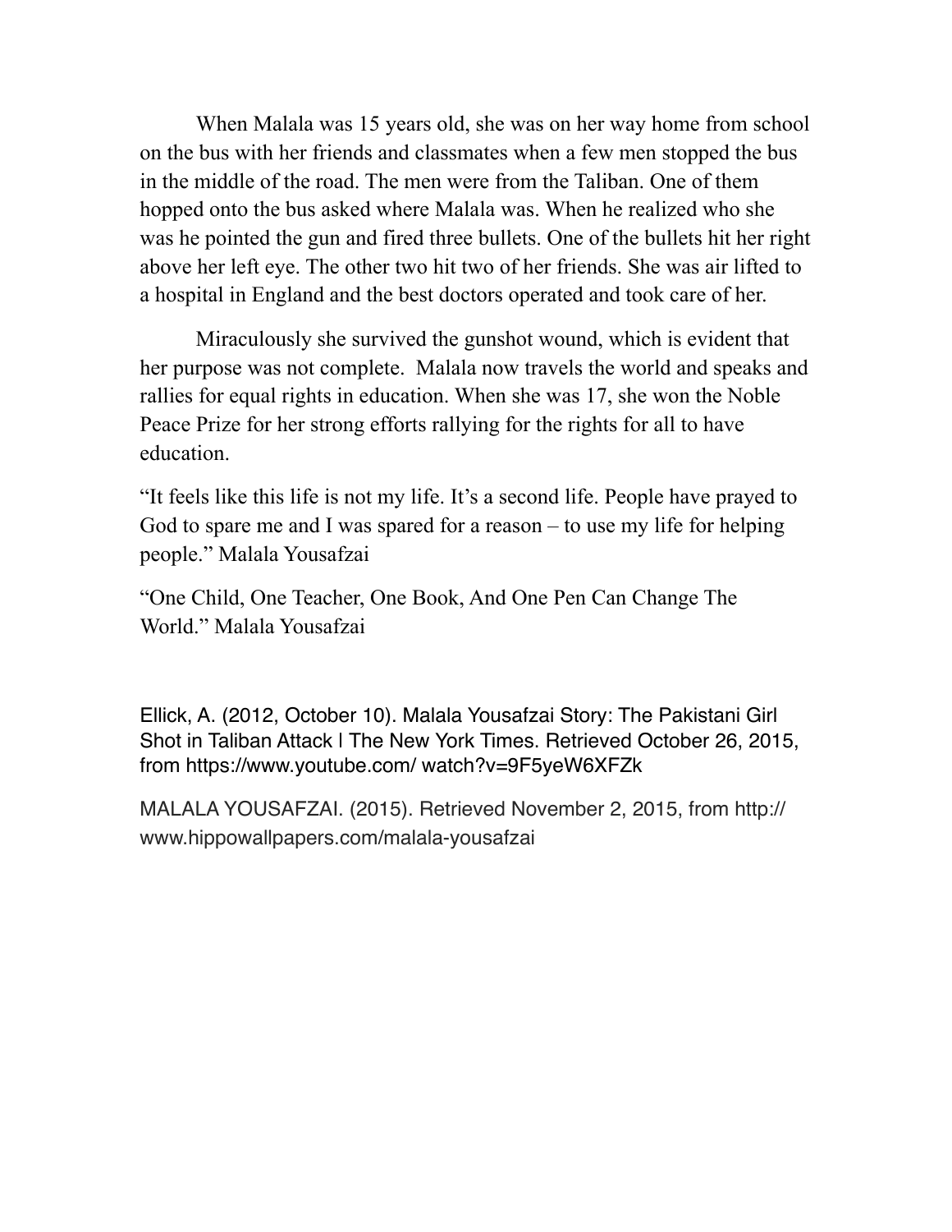When Malala was 15 years old, she was on her way home from school on the bus with her friends and classmates when a few men stopped the bus in the middle of the road. The men were from the Taliban. One of them hopped onto the bus asked where Malala was. When he realized who she was he pointed the gun and fired three bullets. One of the bullets hit her right above her left eye. The other two hit two of her friends. She was air lifted to a hospital in England and the best doctors operated and took care of her.

Miraculously she survived the gunshot wound, which is evident that her purpose was not complete. Malala now travels the world and speaks and rallies for equal rights in education. When she was 17, she won the Noble Peace Prize for her strong efforts rallying for the rights for all to have education.

"It feels like this life is not my life. It's a second life. People have prayed to God to spare me and I was spared for a reason – to use my life for helping people." Malala Yousafzai

"One Child, One Teacher, One Book, And One Pen Can Change The World." Malala Yousafzai

Ellick, A. (2012, October 10). Malala Yousafzai Story: The Pakistani Girl Shot in Taliban Attack | The New York Times. Retrieved October 26, 2015, from https://www.youtube.com/ watch?v=9F5yeW6XFZk

MALALA YOUSAFZAI. (2015). Retrieved November 2, 2015, from http:// www.hippowallpapers.com/malala-yousafzai